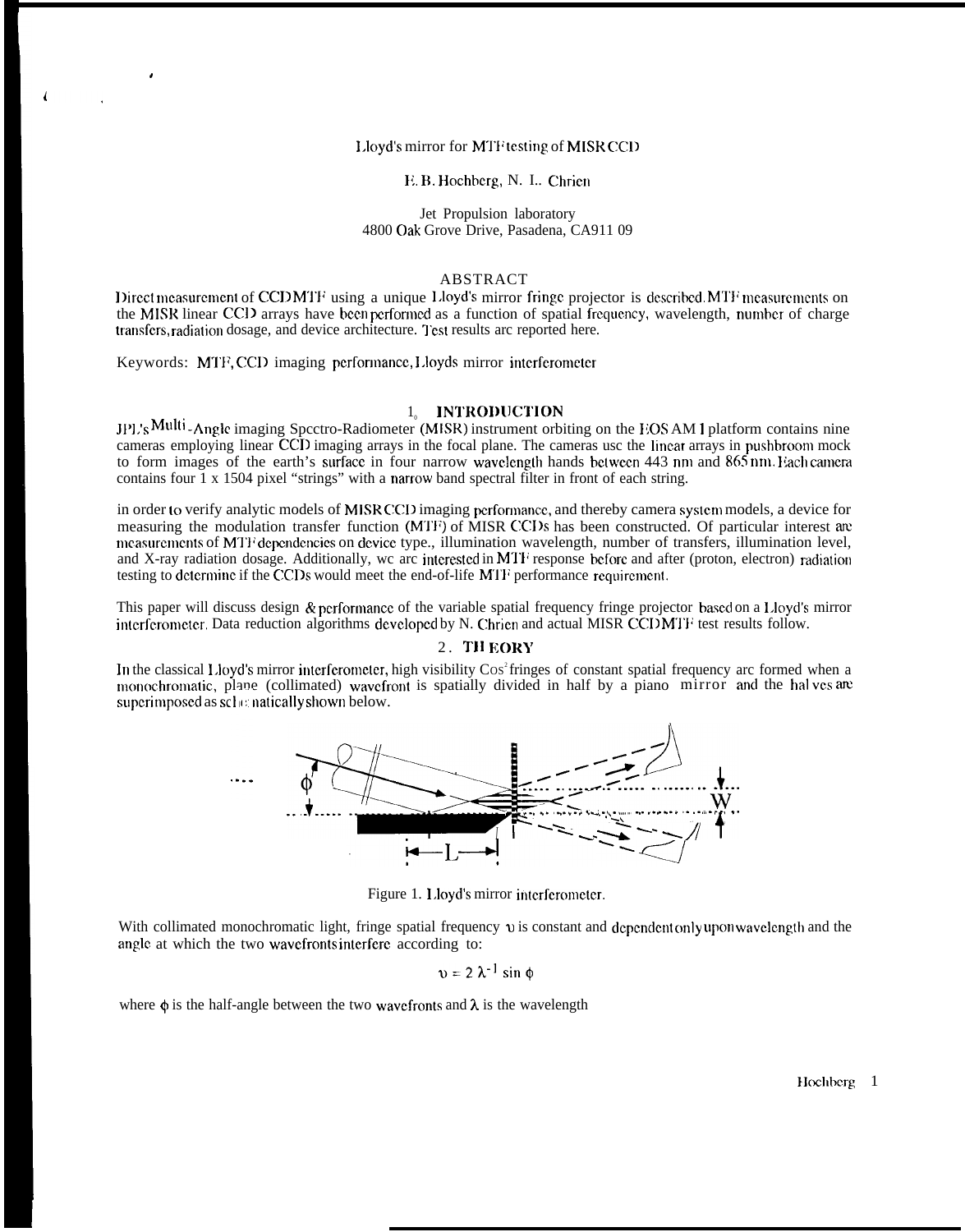# Lloyd's mirror for MTF testing of MISR CCD

E. B. Hochberg, N. L. Chrien

Jet Propulsion laboratory
4800 Oak Grove Drive, Pasadena, CA911 09

## ABSTRACT

Direct measurement of CCD MTF using a unique Lloyd's mirror fringe projector is described. MTF measurements on the MISR linear CCD arrays have been performed as a function of spatial frequency, wavelength, number of charge transfers, radiation dosage, and device architecture. Test results are reported here.

Keywords: MTF, CCD imaging performance, Lloyds mirror interferometer

## 1. INTRODUCTION

JPL's Multi-Angle imaging Spectro-Radiometer (MISR) instrument orbiting on the EOS AM 1 platform contains nine cameras employing linear CCD imaging arrays in the focal plane. The cameras use the linear arrays in pushbroom mock to form images of the earth's surface in four narrow wavelength bands between 443 nm and 865 nm. Each camera contains four 1 x 1504 pixel "strings" with a narrow band spectral filter in front of each string.

in order to verify analytic models of MISR CCD imaging performance, and thereby camera system models, a device for measuring the modulation transfer function (MTF) of MISR CCDs has been constructed. Of particular interest are measurements of MTF dependencies on device type., illumination wavelength, number of transfers, illumination level, and X-ray radiation dosage. Additionally, we are interested in MTF response before and after (proton, electron) radiation testing to determine if the CCDs would meet the end-of-life MTF performance requirement.

This paper will discuss design & performance of the variable spatial frequency fringe projector based on a Lloyd's mirror interferometer. Data reduction algorithms developed by N. Chrien and actual MISR CCD MTF test results follow.

## 2. THEORY

In the classical Lloyd's mirror interferometer, high visibility $\cos^2$ fringes of constant spatial frequency are formed when a monochromatic, plane (collimated) wavefront is spatially divided in half by a piano mirror and the halves are superimposed as schematically shown below.

Figure 1. Lloyd's mirror interferometer.

With collimated monochromatic light, fringe spatial frequency $\upsilon$ is constant and dependent only upon wavelength and the angle at which the two wavefronts interfere according to:

$$\upsilon = 2 \lambda^{-1} \sin \phi$$

where $\phi$ is the half-angle between the two wavefronts and $\lambda$ is the wavelength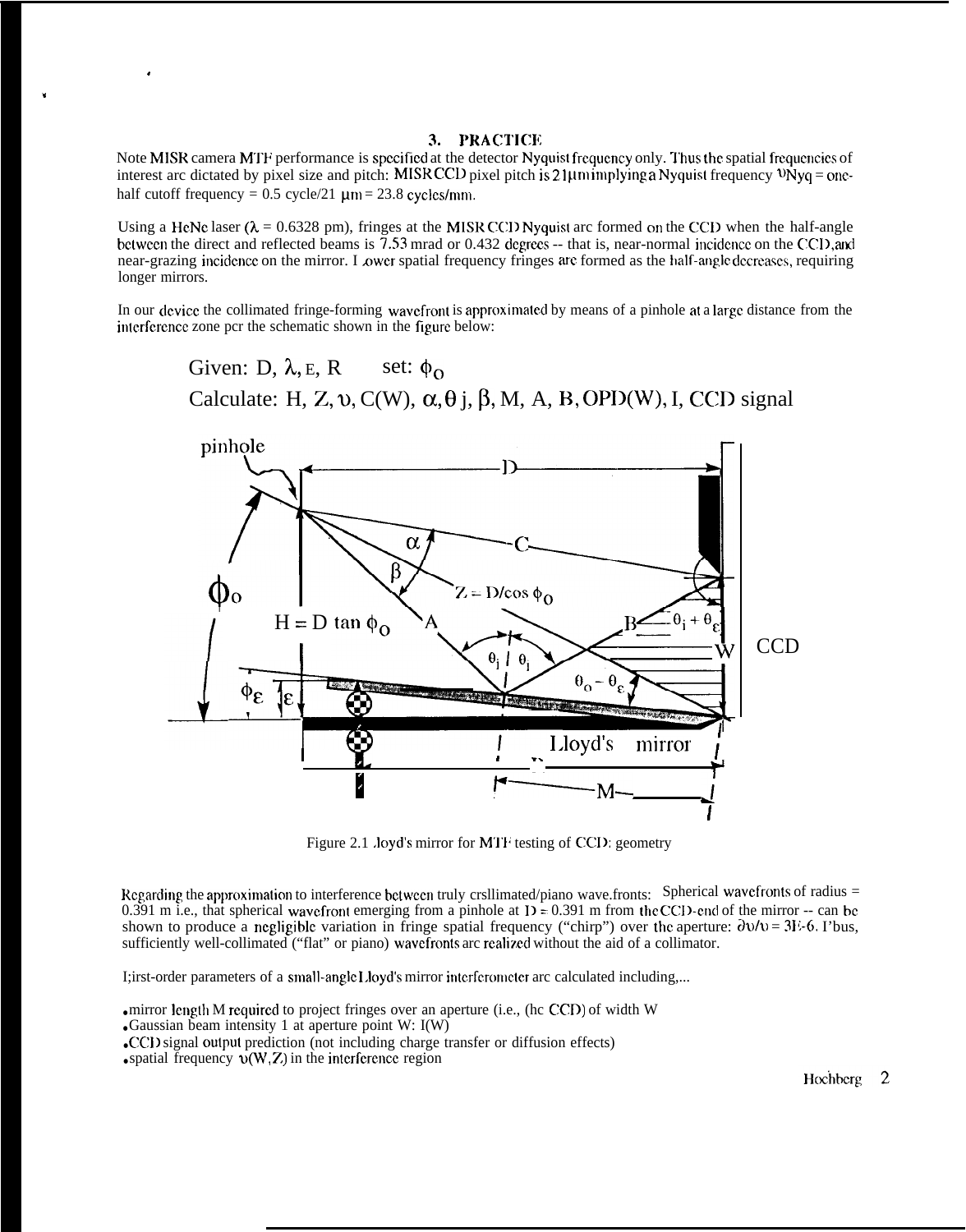## 3. PRACTICE

Note MISR camera MTF performance is specified at the detector Nyquist frequency only. Thus the spatial frequencies of interest are dictated by pixel size and pitch: MISR CCD pixel pitch is 21 μm implying a Nyquist frequency $\upsilon_{Nyq}$ = one-half cutoff frequency = 0.5 cycle/21 μm = 23.8 cycles/mm.

Using a HeNe laser ($\lambda$ = 0.6328 pm), fringes at the MISR CCD Nyquist are formed on the CCD when the half-angle between the direct and reflected beams is 7.53 mrad or 0.432 degrees -- that is, near-normal incidence on the CCD, and near-grazing incidence on the mirror. Lower spatial frequency fringes are formed as the half-angle decreases, requiring longer mirrors.

In our device the collimated fringe-forming wavefront is approximated by means of a pinhole at a large distance from the interference zone per the schematic shown in the figure below:

Given: D, $\lambda$, $\varepsilon$, R set: $\phi_o$

Calculate: H, Z, $\upsilon$, C(W), $\alpha$, $\theta_j$, $\beta$, M, A, B, OPD(W), I, CCD signal

Figure 2.1 Lloyd's mirror for MTF testing of CCD: geometry

Regarding the approximation to interference between truly collimated/plano wavefronts: Spherical wavefronts of radius = 0.391 m i.e., that spherical wavefront emerging from a pinhole at D = 0.391 m from the CCD-end of the mirror -- can be shown to produce a negligible variation in fringe spatial frequency ("chirp") over the aperture: $\partial\upsilon/\upsilon$ = 3E-6. Thus, sufficiently well-collimated ("flat" or plano) wavefronts are realized without the aid of a collimator.

First-order parameters of a small-angle Lloyd's mirror interferometer are calculated including,...

- mirror length M required to project fringes over an aperture (i.e., the CCD) of width W
- Gaussian beam intensity I at aperture point W: I(W)
- CCD signal output prediction (not including charge transfer or diffusion effects)
- spatial frequency $\upsilon(W,Z)$ in the interference region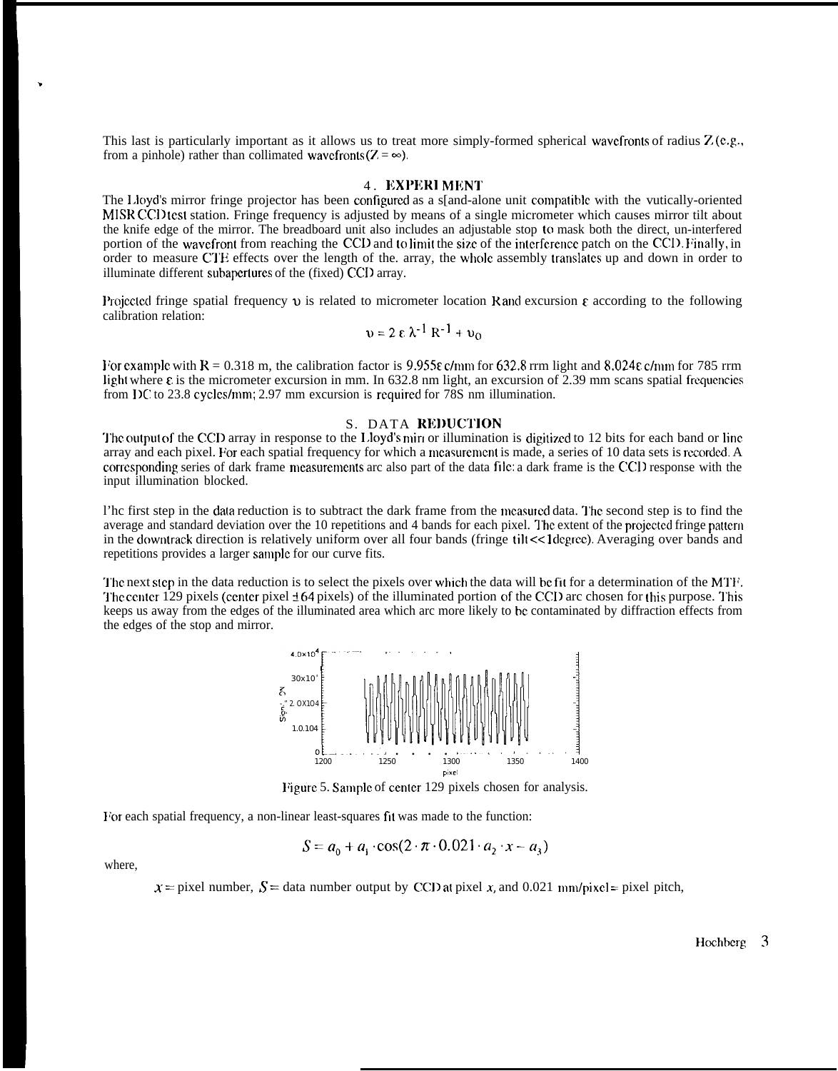This last is particularly important as it allows us to treat more simply-formed spherical wavefronts of radius Z (e.g., from a pinhole) rather than collimated wavefronts ($Z = \infty$).

## 4. EXPERIMENT

The Lloyd's mirror fringe projector has been configured as a stand-alone unit compatible with the vertically-oriented MISR CCD test station. Fringe frequency is adjusted by means of a single micrometer which causes mirror tilt about the knife edge of the mirror. The breadboard unit also includes an adjustable stop to mask both the direct, un-interfered portion of the wavefront from reaching the CCD and to limit the size of the interference patch on the CCD. Finally, in order to measure CTE effects over the length of the array, the whole assembly translates up and down in order to illuminate different subapertures of the (fixed) CCD array.

Projected fringe spatial frequency $\upsilon$ is related to micrometer location R and excursion $\varepsilon$ according to the following calibration relation:

$$\upsilon = 2\,\varepsilon\,\lambda^{-1}\,R^{-1} + \upsilon_0$$

For example with R = 0.318 m, the calibration factor is 9.955$\varepsilon$ c/mm for 632.8 nm light and 8.024$\varepsilon$ c/mm for 785 nm light where $\varepsilon$ is the micrometer excursion in mm. In 632.8 nm light, an excursion of 2.39 mm scans spatial frequencies from DC to 23.8 cycles/mm; 2.97 mm excursion is required for 785 nm illumination.

## 5. DATA REDUCTION

The output of the CCD array in response to the Lloyd's mirror illumination is digitized to 12 bits for each band or line array and each pixel. For each spatial frequency for which a measurement is made, a series of 10 data sets is recorded. A corresponding series of dark frame measurements are also part of the data file: a dark frame is the CCD response with the input illumination blocked.

The first step in the data reduction is to subtract the dark frame from the measured data. The second step is to find the average and standard deviation over the 10 repetitions and 4 bands for each pixel. The extent of the projected fringe pattern in the downtrack direction is relatively uniform over all four bands (fringe tilt << 1 degree). Averaging over bands and repetitions provides a larger sample for our curve fits.

The next step in the data reduction is to select the pixels over which the data will be fit for a determination of the MTF. The center 129 pixels (center pixel ±64 pixels) of the illuminated portion of the CCD are chosen for this purpose. This keeps us away from the edges of the illuminated area which are more likely to be contaminated by diffraction effects from the edges of the stop and mirror.

Figure 5. Sample of center 129 pixels chosen for analysis.

For each spatial frequency, a non-linear least-squares fit was made to the function:

$$S = a_0 + a_1 \cdot \cos(2 \cdot \pi \cdot 0.021 \cdot a_2 \cdot x - a_3)$$

where,

$x$ = pixel number, $S$ = data number output by CCD at pixel $x$, and 0.021 mm/pixel = pixel pitch,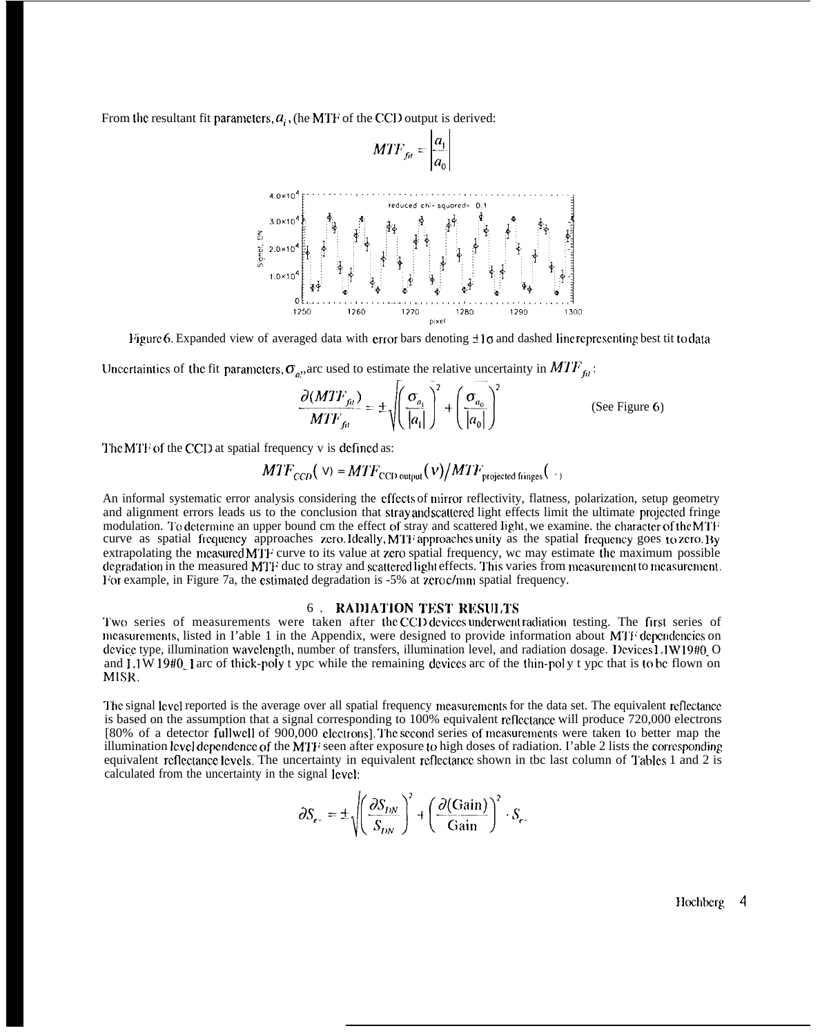From the resultant fit parameters, $a_i$, (he MTF of the CCD output is derived:

$$MTF_{fit} = \left|\frac{a_1}{a_0}\right|$$

Figure 6. Expanded view of averaged data with error bars denoting $\pm 1\sigma$ and dashed line representing best tit to data

Uncertainties of the fit parameters, $\sigma_{a_i}$, arc used to estimate the relative uncertainty in $MTF_{fit}$:

$$\frac{\partial(MTF_{fit})}{MTF_{fit}} = \pm\sqrt{\left(\frac{\sigma_{a_1}}{|a_1|}\right)^2 + \left(\frac{\sigma_{a_0}}{|a_0|}\right)^2} \qquad \text{(See Figure 6)}$$

The MTF of the CCD at spatial frequency v is defined as:

$$MTF_{CCD}(\nu) = MTF_{\text{CCD output}}(\nu) / MTF_{\text{projected fringes}}(\nu)$$

An informal systematic error analysis considering the effects of mirror reflectivity, flatness, polarization, setup geometry and alignment errors leads us to the conclusion that stray and scattered light effects limit the ultimate projected fringe modulation. To determine an upper bound cm the effect of stray and scattered light, we examine. the character of the MTF curve as spatial frequency approaches zero. Ideally, MTF approaches unity as the spatial frequency goes to zero. By extrapolating the measured MTF curve to its value at zero spatial frequency, wc may estimate the maximum possible degradation in the measured MTF duc to stray and scattered light effects. This varies from measurement to measurement. For example, in Figure 7a, the estimated degradation is -5% at zero c/mm spatial frequency.

## 6. RADIATION TEST RESULTS

Two series of measurements were taken after the CCD devices underwent radiation testing. The first series of measurements, listed in Table 1 in the Appendix, were designed to provide information about MTF dependencies on device type, illumination wavelength, number of transfers, illumination level, and radiation dosage. Devices LJW19#0_O and LJW 19#0_1 arc of thick-poly t ype while the remaining devices arc of the thin-pol y t ype that is to be flown on MISR.

The signal level reported is the average over all spatial frequency measurements for the data set. The equivalent reflectance is based on the assumption that a signal corresponding to 100% equivalent reflectance will produce 720,000 electrons [80% of a detector fullwell of 900,000 electrons]. The second series of measurements were taken to better map the illumination level dependence of the MTF seen after exposure to high doses of radiation. Table 2 lists the corresponding equivalent reflectance levels. The uncertainty in equivalent reflectance shown in tbc last column of Tables 1 and 2 is calculated from the uncertainty in the signal level:

$$\partial S_{e^-} = \pm\sqrt{\left(\frac{\partial S_{DN}}{S_{DN}}\right)^2 + \left(\frac{\partial(\text{Gain})}{\text{Gain}}\right)^2} \cdot S_{e^-}$$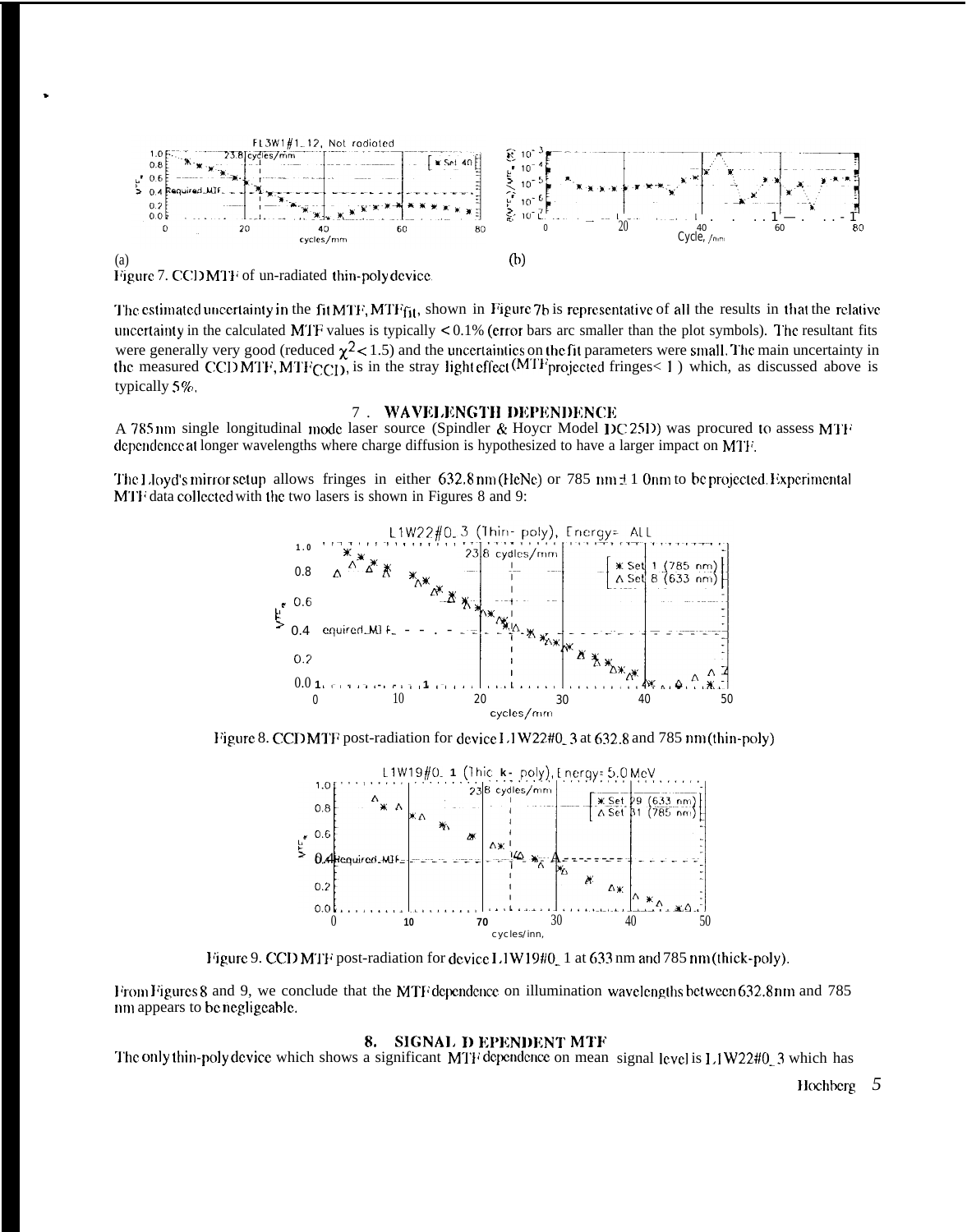(a)

(b)

Figure 7. CCD MTF of un-radiated thin-poly device.

The estimated uncertainty in the fit MTF, $MTF_{fit}$, shown in Figure 7b is representative of all the results in that the relative uncertainty in the calculated MTF values is typically < 0.1% (error bars are smaller than the plot symbols). The resultant fits were generally very good (reduced $\chi^2 < 1.5$) and the uncertainties on the fit parameters were small. The main uncertainty in the measured CCD MTF, $MTF_{CCD}$, is in the stray light effect ($MTF_{projected\ fringes} < 1$) which, as discussed above is typically 5%.

## 7. WAVELENGTH DEPENDENCE

A 785 nm single longitudinal mode laser source (Spindler & Hoycr Model DC 25D) was procured to assess MTF dependence at longer wavelengths where charge diffusion is hypothesized to have a larger impact on MTF.

The Lloyd's mirror setup allows fringes in either 632.8 nm (HeNe) or 785 nm ± 1 0nm to be projected. Experimental MTF data collected with the two lasers is shown in Figures 8 and 9:

Figure 8. CCD MTF post-radiation for device L1W22#0_3 at 632.8 and 785 nm (thin-poly)

Figure 9. CCD MTF post-radiation for device L1W19#0_1 at 633 nm and 785 nm (thick-poly).

From Figures 8 and 9, we conclude that the MTF dependence on illumination wavelengths between 632.8 nm and 785 nm appears to be negligeable.

## 8. SIGNAL DEPENDENT MTF

The only thin-poly device which shows a significant MTF dependence on mean signal level is L1W22#0_3 which has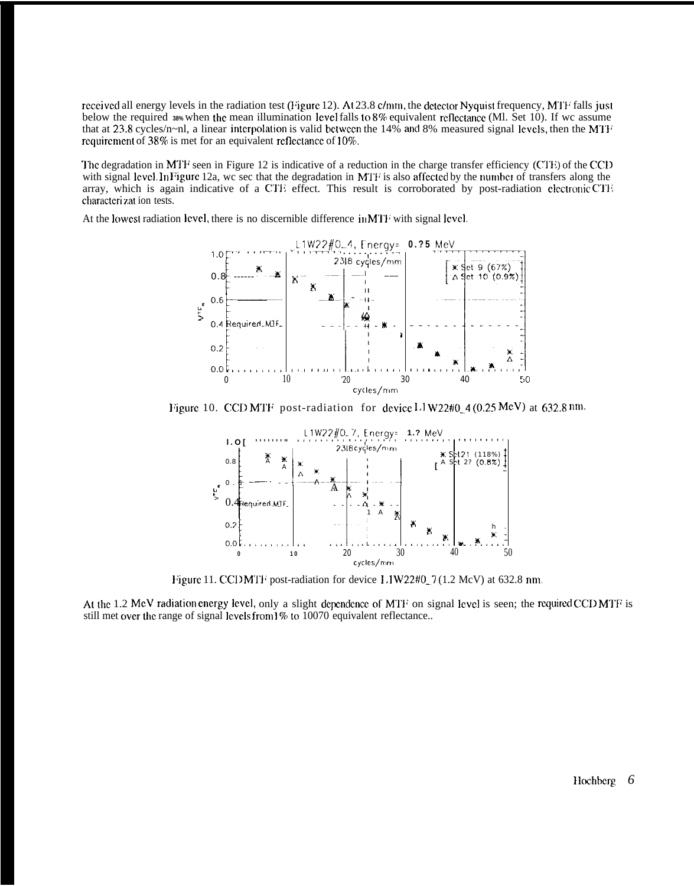received all energy levels in the radiation test (Figure 12). At 23.8 c/mm, the detector Nyquist frequency, MTF falls just below the required 38% when the mean illumination level falls to 8% equivalent reflectance (Ml. Set 10). If wc assume that at 23.8 cycles/n~nl, a linear interpolation is valid between the 14% and 8% measured signal levels, then the MTF requirement of 38% is met for an equivalent reflectance of 10%.

The degradation in MTF seen in Figure 12 is indicative of a reduction in the charge transfer efficiency (CTE) of the CCD with signal level. In Figure 12a, wc sec that the degradation in MTF is also affected by the number of transfers along the array, which is again indicative of a CTE effect. This result is corroborated by post-radiation electronic CTE characterization tests.

At the lowest radiation level, there is no discernible difference in MTF with signal level.

Figure 10. CCD MTF post-radiation for device L1W22#0_4 (0.25 MeV) at 632.8 nm.

Figure 11. CCD MTF post-radiation for device L1W22#0_7 (1.2 McV) at 632.8 nm.

At the 1.2 MeV radiation energy level, only a slight dependence of MTF on signal level is seen; the required CCD MTF is still met over the range of signal levels from 1% to 10070 equivalent reflectance..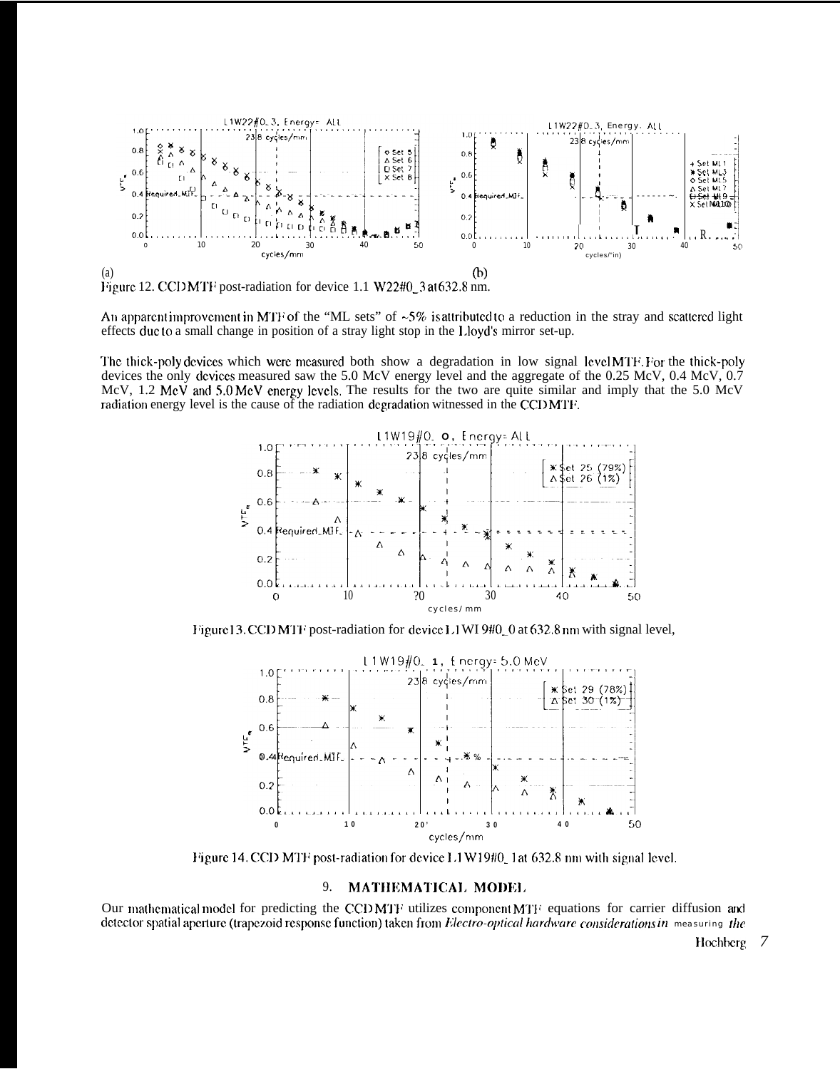(a) (b)

Figure 12. CCD MTF post-radiation for device L1W22#0_3 at 632.8 nm.

An apparent improvement in MTF of the "ML sets" of ~5% is attributed to a reduction in the stray and scattered light effects due to a small change in position of a stray light stop in the Lloyd's mirror set-up.

The thick-poly devices which were measured both show a degradation in low signal level MTF. For the thick-poly devices the only devices measured saw the 5.0 McV energy level and the aggregate of the 0.25 McV, 0.4 McV, 0.7 McV, 1.2 McV and 5.0 McV energy levels. The results for the two are quite similar and imply that the 5.0 McV radiation energy level is the cause of the radiation degradation witnessed in the CCD MTF.

Figure 13. CCD MTF post-radiation for device L1W19#0_0 at 632.8 nm with signal level,

Figure 14. CCD MTF post-radiation for device L1W19#0_1 at 632.8 nm with signal level.

## 9. MATHEMATICAL MODEL

Our mathematical model for predicting the CCD MTF utilizes component MTF equations for carrier diffusion and detector spatial aperture (trapezoid response function) taken from *Electro-optical hardware considerations in measuring the*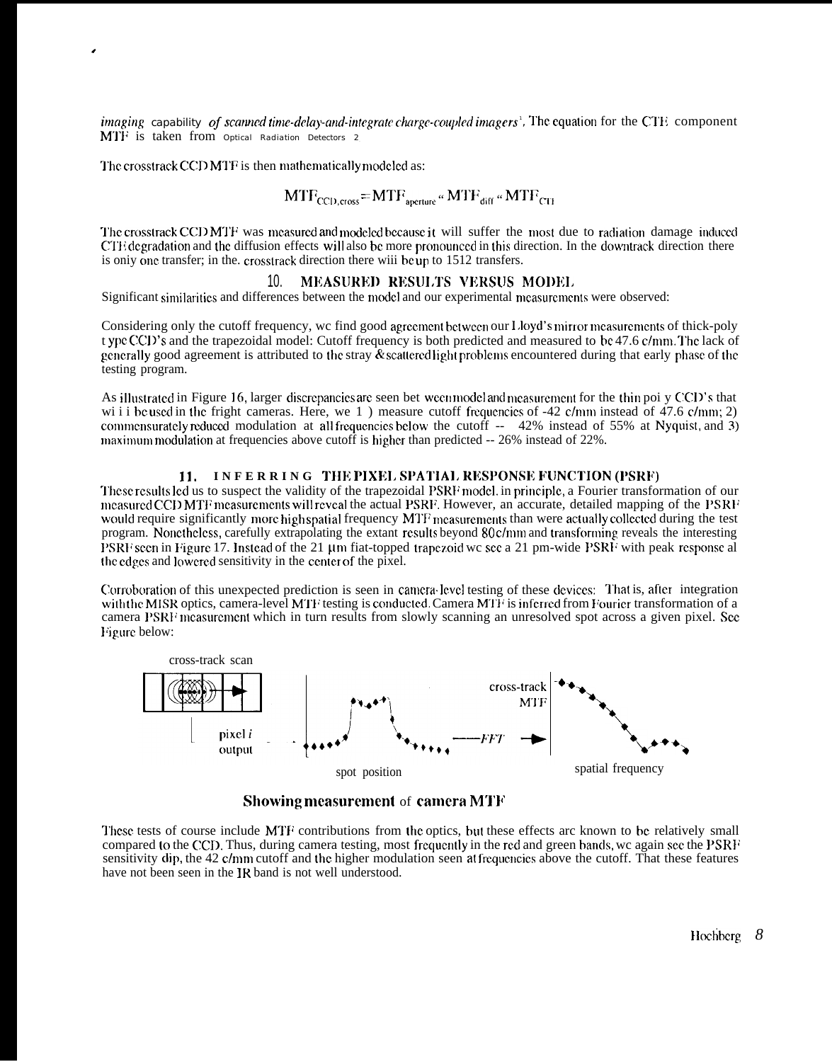*imaging capability of scanned time-delay-and-integrate charge-coupled imagers*[1]. The equation for the CTE component MTF is taken from Optical Radiation Detectors 2

The crosstrack CCD MTF is then mathematically modeled as:

$$MTF_{CCD,cross} = MTF_{aperture} \cdot MTF_{diff} \cdot MTF_{CTE}$$

The crosstrack CCD MTF was measured and modeled because it will suffer the most due to radiation damage induced CTE degradation and the diffusion effects will also be more pronounced in this direction. In the downtrack direction there is oniy one transfer; in the. crosstrack direction there wiii be up to 1512 transfers.

## 10. MEASURED RESULTS VERSUS MODEL

Significant similarities and differences between the model and our experimental measurements were observed:

Considering only the cutoff frequency, wc find good agreement between our Lloyd's mirror measurements of thick-poly type CCD's and the trapezoidal model: Cutoff frequency is both predicted and measured to be 47.6 c/mm. The lack of generally good agreement is attributed to the stray & scattered light problems encountered during that early phase of the testing program.

As illustrated in Figure 16, larger discrepancies are seen bet ween model and measurement for the thin poi y CCD's that wi i i be used in the fright cameras. Here, we 1 ) measure cutoff frequencies of -42 c/mm instead of 47.6 c/mm; 2) commensurately reduced modulation at all frequencies below the cutoff -- 42% instead of 55% at Nyquist, and 3) maximum modulation at frequencies above cutoff is higher than predicted -- 26% instead of 22%.

## 11. INFERRING THE PIXEL SPATIAL RESPONSE FUNCTION (PSRF)

These results led us to suspect the validity of the trapezoidal PSRF model. in principle, a Fourier transformation of our measured CCD MTF measurements will reveal the actual PSRF. However, an accurate, detailed mapping of the PSRF would require significantly more high spatial frequency MTF measurements than were actually collected during the test program. Nonetheless, carefully extrapolating the extant results beyond 80 c/mm and transforming reveals the interesting PSRF seen in Figure 17. Instead of the 21 μm fiat-topped trapezoid wc see a 21 pm-wide PSRF with peak response al the edges and lowered sensitivity in the center of the pixel.

Corroboration of this unexpected prediction is seen in camera-level testing of these devices: That is, after integration with the MISR optics, camera-level MTF testing is conducted. Camera MTF is inferred from Fourier transformation of a camera PSRF measurement which in turn results from slowly scanning an unresolved spot across a given pixel. See Figure below:

cross-track scan

pixel *i* output

spot position

FFT

cross-track MTF

spatial frequency

**Showing measurement of camera MTF**

These tests of course include MTF contributions from the optics, but these effects arc known to be relatively small compared to the CCD. Thus, during camera testing, most frequently in the red and green bands, wc again see the PSRF sensitivity dip, the 42 c/mm cutoff and the higher modulation seen at frequencies above the cutoff. That these features have not been seen in the IR band is not well understood.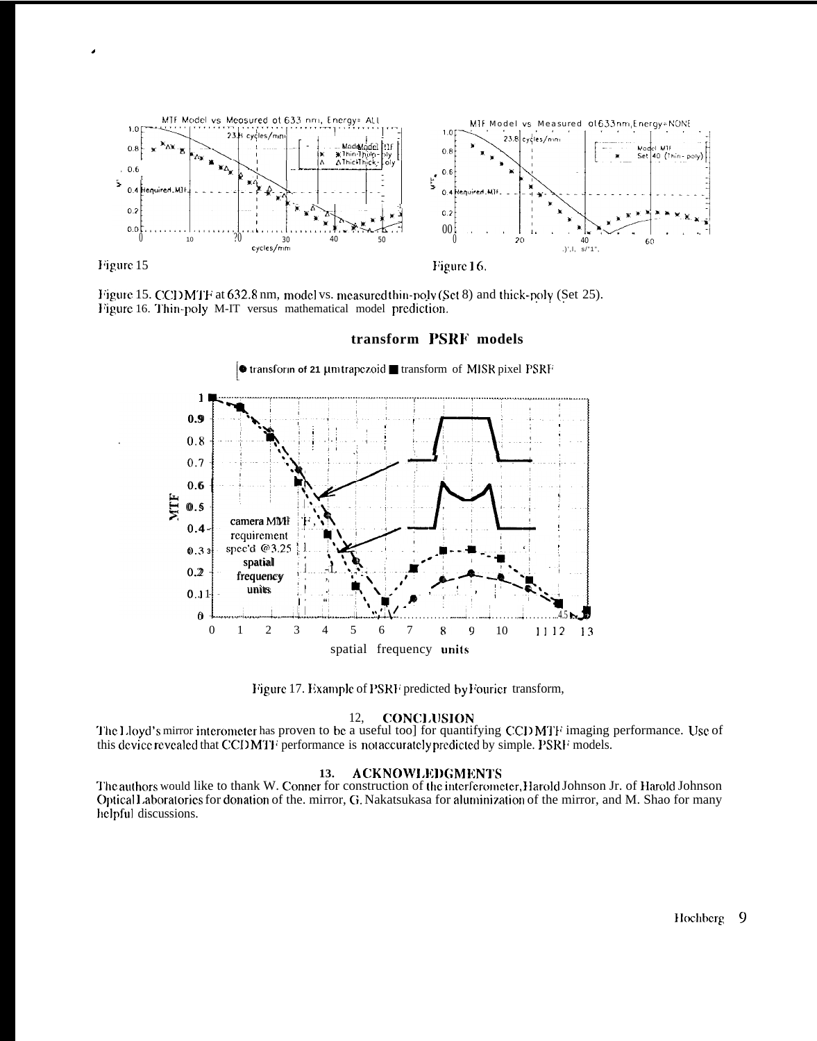Figure 15

Figure 16.

Figure 15. CCD MTF at 632.8 nm, model vs. measured thin-poly (Set 8) and thick-poly (Set 25).
Figure 16. Thin-poly MTF versus mathematical model prediction.

Figure 17. Example of PSRF predicted by Fourier transform,

## 12. CONCLUSION

The Lloyd's mirror interometer has proven to be a useful tool for quantifying CCD MTF imaging performance. Use of this device revealed that CCD MTF performance is not accurately predicted by simple. PSRF models.

## 13. ACKNOWLEDGMENTS

The authors would like to thank W. Conner for construction of the interferometer, Harold Johnson Jr. of Harold Johnson Optical Laboratories for donation of the. mirror, G. Nakatsukasa for aluminization of the mirror, and M. Shao for many helpful discussions.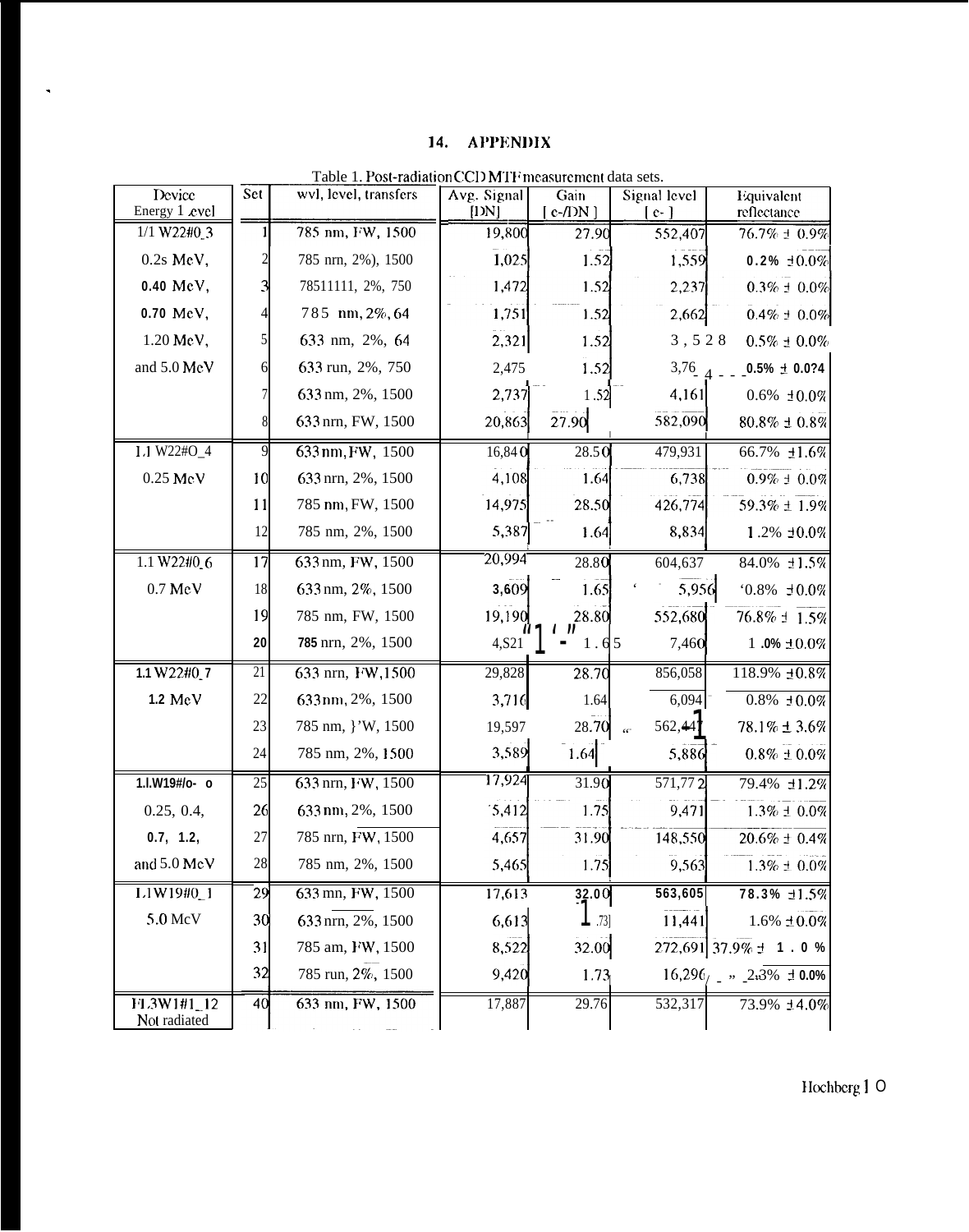# 14. APPENDIX

Table 1. Post-radiation CCD MTF measurement data sets.

| Device Energy Level | Set | wvl, level, transfers | Avg. Signal [DN] | Gain [e-/DN] | Signal level [e-] | Equivalent reflectance |
|---|---|---|---|---|---|---|
| 1/1 W22#0_3 | 1 | 785 nm, FW, 1500 | 19,800 | 27.90 | 552,407 | 76.7% ± 0.9% |
| 0.25 MeV, | 2 | 785 nm, 2%, 1500 | 1,025 | 1.52 | 1,559 | 0.2% ± 0.0% |
| 0.40 MeV, | 3 | 785 nm, 2%, 750 | 1,472 | 1.52 | 2,237 | 0.3% ± 0.0% |
| 0.70 MeV, | 4 | 785 nm, 2%, 64 | 1,751 | 1.52 | 2,662 | 0.4% ± 0.0% |
| 1.20 MeV, | 5 | 633 nm, 2%, 64 | 2,321 | 1.52 | 3,528 | 0.5% ± 0.0% |
| and 5.0 MeV | 6 | 633 nm, 2%, 750 | 2,475 | 1.52 | 3,764 | 0.5% ± 0.0% |
| | 7 | 633 nm, 2%, 1500 | 2,737 | 1.52 | 4,161 | 0.6% ± 0.0% |
| | 8 | 633 nm, FW, 1500 | 20,863 | 27.90 | 582,090 | 80.8% ± 0.8% |
| 1.1 W22#0_4 | 9 | 633 nm, FW, 1500 | 16,840 | 28.50 | 479,931 | 66.7% ± 1.6% |
| 0.25 MeV | 10 | 633 nm, 2%, 1500 | 4,108 | 1.64 | 6,738 | 0.9% ± 0.0% |
| | 11 | 785 nm, FW, 1500 | 14,975 | 28.50 | 426,774 | 59.3% ± 1.9% |
| | 12 | 785 nm, 2%, 1500 | 5,387 | 1.64 | 8,834 | 1.2% ± 0.0% |
| 1.1 W22#0_6 | 17 | 633 nm, FW, 1500 | 20,994 | 28.80 | 604,637 | 84.0% ± 1.5% |
| 0.7 MeV | 18 | 633 nm, 2%, 1500 | 3,609 | 1.65 | 5,956 | 0.8% ± 0.0% |
| | 19 | 785 nm, FW, 1500 | 19,190 | 28.80 | 552,680 | 76.8% ± 1.5% |
| | 20 | 785 nm, 2%, 1500 | 4,521 | 1.65 | 7,460 | 1.0% ± 0.0% |
| 1.1 W22#0_7 | 21 | 633 nm, FW, 1500 | 29,828 | 28.70 | 856,058 | 118.9% ± 0.8% |
| 1.2 MeV | 22 | 633 nm, 2%, 1500 | 3,716 | 1.64 | 6,094 | 0.8% ± 0.0% |
| | 23 | 785 nm, FW, 1500 | 19,597 | 28.70 | 562,441 | 78.1% ± 3.6% |
| | 24 | 785 nm, 2%, 1500 | 3,589 | 1.64 | 5,886 | 0.8% ± 0.0% |
| 1.1 W19#0_0 | 25 | 633 nm, FW, 1500 | 17,924 | 31.90 | 571,772 | 79.4% ± 1.2% |
| 0.25, 0.4, | 26 | 633 nm, 2%, 1500 | 5,412 | 1.75 | 9,471 | 1.3% ± 0.0% |
| 0.7, 1.2, | 27 | 785 nm, FW, 1500 | 4,657 | 31.90 | 148,550 | 20.6% ± 0.4% |
| and 5.0 MeV | 28 | 785 nm, 2%, 1500 | 5,465 | 1.75 | 9,563 | 1.3% ± 0.0% |
| 1.1 W19#0_1 | 29 | 633 nm, FW, 1500 | 17,613 | 32.00 | 563,605 | 78.3% ± 1.5% |
| 5.0 MeV | 30 | 633 nm, 2%, 1500 | 6,613 | 1.73 | 11,441 | 1.6% ± 0.0% |
| | 31 | 785 nm, FW, 1500 | 8,522 | 32.00 | 272,691 | 37.9% ± 1.0% |
| | 32 | 785 nm, 2%, 1500 | 9,420 | 1.73 | 16,296 | 2.3% ± 0.0% |
| FL3W1#1_12 Not radiated | 40 | 633 nm, FW, 1500 | 17,887 | 29.76 | 532,317 | 73.9% ± 4.0% |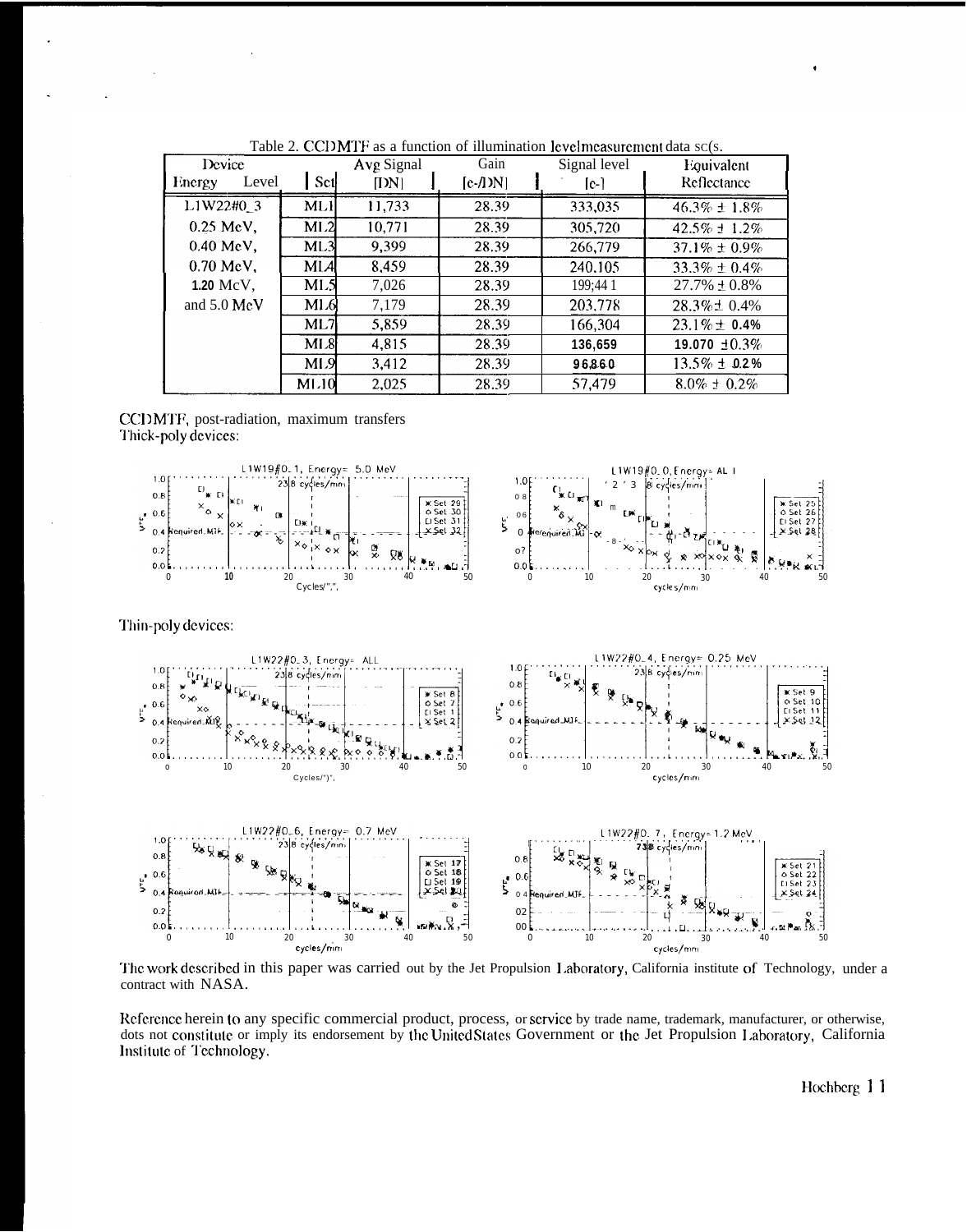Table 2. CCD MTF as a function of illumination level measurement data sets.

| Device Energy Level | Set | Avg Signal [DN] | Gain [e-/DN] | Signal level [e-] | Equivalent Reflectance |
|---|---|---|---|---|---|
| L1W22#0_3 | ML1 | 11,733 | 28.39 | 333,035 | 46.3% ± 1.8% |
| 0.25 MeV, | ML2 | 10,771 | 28.39 | 305,720 | 42.5% ± 1.2% |
| 0.40 MeV, | ML3 | 9,399 | 28.39 | 266,779 | 37.1% ± 0.9% |
| 0.70 MeV, | ML4 | 8,459 | 28.39 | 240,105 | 33.3% ± 0.4% |
| 1.20 MeV, | ML5 | 7,026 | 28.39 | 199,441 | 27.7% ± 0.8% |
| and 5.0 MeV | ML6 | 7,179 | 28.39 | 203,778 | 28.3% ± 0.4% |
| | ML7 | 5,859 | 28.39 | 166,304 | 23.1% ± 0.4% |
| | ML8 | 4,815 | 28.39 | 136,659 | 19.0% ± 0.3% |
| | ML9 | 3,412 | 28.39 | 96,860 | 13.5% ± 0.2% |
| | ML10 | 2,025 | 28.39 | 57,479 | 8.0% ± 0.2% |

CCD MTF, post-radiation, maximum transfers

Thick-poly devices:

Thin-poly devices:

The work described in this paper was carried out by the Jet Propulsion Laboratory, California institute of Technology, under a contract with NASA.

Reference herein to any specific commercial product, process, or service by trade name, trademark, manufacturer, or otherwise, does not constitute or imply its endorsement by the United States Government or the Jet Propulsion Laboratory, California Institute of Technology.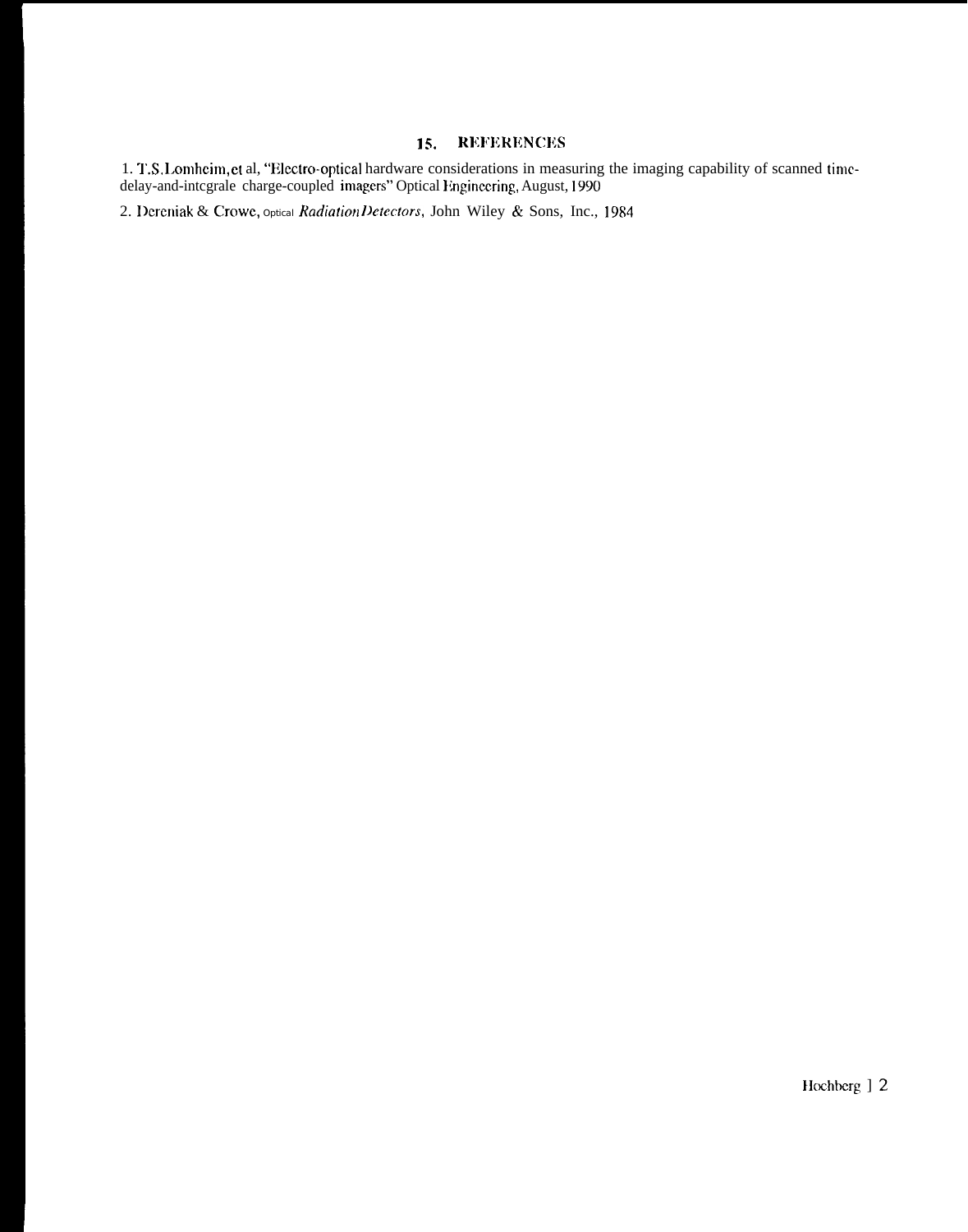## 15. REFERENCES

1. T.S.Lomheim, et al, "Electro-optical hardware considerations in measuring the imaging capability of scanned time-delay-and-intcgrale charge-coupled imagers" Optical Engineering, August, 1990

2. Dereniak & Crowe, Optical *Radiation Detectors*, John Wiley & Sons, Inc., 1984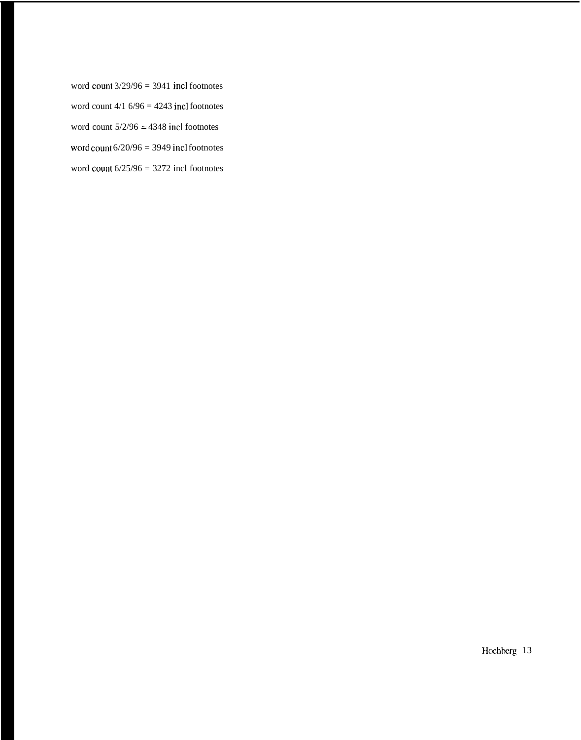word count 3/29/96 = 3941 incl footnotes

word count 4/1 6/96 = 4243 incl footnotes

word count 5/2/96 = 4348 incl footnotes

word count 6/20/96 = 3949 incl footnotes

word count 6/25/96 = 3272 incl footnotes